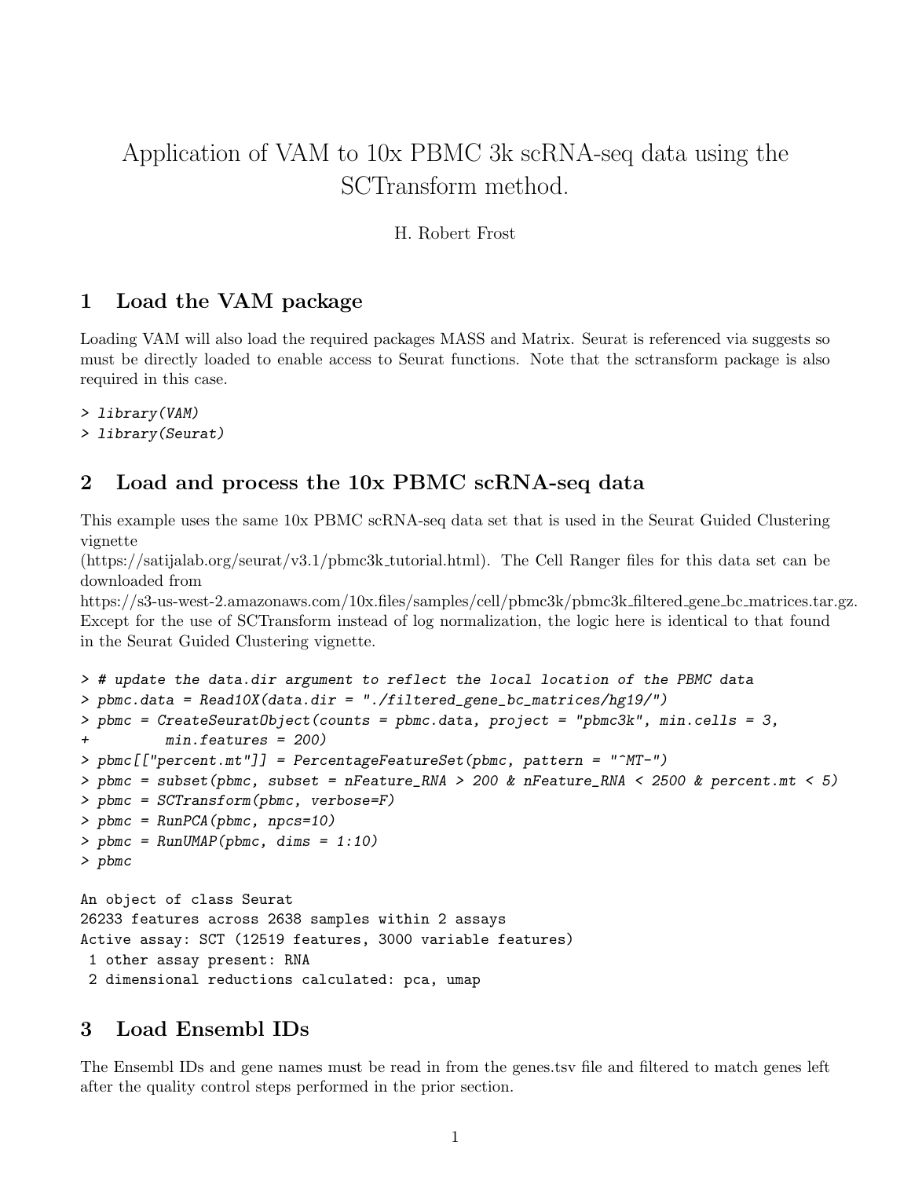# Application of VAM to 10x PBMC 3k scRNA-seq data using the SCTransform method.

H. Robert Frost

## 1 Load the VAM package

Loading VAM will also load the required packages MASS and Matrix. Seurat is referenced via suggests so must be directly loaded to enable access to Seurat functions. Note that the sctransform package is also required in this case.

```
> library(VAM)
> library(Seurat)
```

## 2 Load and process the 10x PBMC scRNA-seq data

This example uses the same 10x PBMC scRNA-seq data set that is used in the Seurat Guided Clustering vignette
(https://satijalab.org/seurat/v3.1/pbmc3k_tutorial.html). The Cell Ranger files for this data set can be downloaded from
https://s3-us-west-2.amazonaws.com/10x.files/samples/cell/pbmc3k/pbmc3k_filtered_gene_bc_matrices.tar.gz. Except for the use of SCTransform instead of log normalization, the logic here is identical to that found in the Seurat Guided Clustering vignette.

```
> # update the data.dir argument to reflect the local location of the PBMC data
> pbmc.data = Read10X(data.dir = "./filtered_gene_bc_matrices/hg19/")
> pbmc = CreateSeuratObject(counts = pbmc.data, project = "pbmc3k", min.cells = 3,
+         min.features = 200)
> pbmc[["percent.mt"]] = PercentageFeatureSet(pbmc, pattern = "^MT-")
> pbmc = subset(pbmc, subset = nFeature_RNA > 200 & nFeature_RNA < 2500 & percent.mt < 5)
> pbmc = SCTransform(pbmc, verbose=F)
> pbmc = RunPCA(pbmc, npcs=10)
> pbmc = RunUMAP(pbmc, dims = 1:10)
> pbmc

An object of class Seurat
26233 features across 2638 samples within 2 assays
Active assay: SCT (12519 features, 3000 variable features)
 1 other assay present: RNA
 2 dimensional reductions calculated: pca, umap
```

## 3 Load Ensembl IDs

The Ensembl IDs and gene names must be read in from the genes.tsv file and filtered to match genes left after the quality control steps performed in the prior section.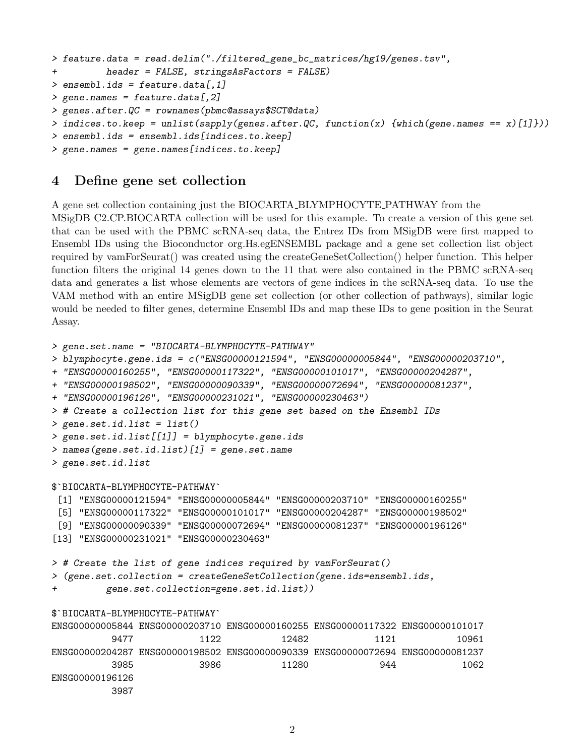```
> feature.data = read.delim("./filtered_gene_bc_matrices/hg19/genes.tsv",
+         header = FALSE, stringsAsFactors = FALSE)
> ensembl.ids = feature.data[,1]
> gene.names = feature.data[,2]
> genes.after.QC = rownames(pbmc@assays$SCT@data)
> indices.to.keep = unlist(sapply(genes.after.QC, function(x) {which(gene.names == x)[1]}))
> ensembl.ids = ensembl.ids[indices.to.keep]
> gene.names = gene.names[indices.to.keep]
```

## 4 Define gene set collection

A gene set collection containing just the BIOCARTA_BLYMPHOCYTE_PATHWAY from the MSigDB C2.CP.BIOCARTA collection will be used for this example. To create a version of this gene set that can be used with the PBMC scRNA-seq data, the Entrez IDs from MSigDB were first mapped to Ensembl IDs using the Bioconductor org.Hs.egENSEMBL package and a gene set collection list object required by vamForSeurat() was created using the createGeneSetCollection() helper function. This helper function filters the original 14 genes down to the 11 that were also contained in the PBMC scRNA-seq data and generates a list whose elements are vectors of gene indices in the scRNA-seq data. To use the VAM method with an entire MSigDB gene set collection (or other collection of pathways), similar logic would be needed to filter genes, determine Ensembl IDs and map these IDs to gene position in the Seurat Assay.

```
> gene.set.name = "BIOCARTA-BLYMPHOCYTE-PATHWAY"
> blymphocyte.gene.ids = c("ENSG00000121594", "ENSG00000005844", "ENSG00000203710",
+ "ENSG00000160255", "ENSG00000117322", "ENSG00000101017", "ENSG00000204287",
+ "ENSG00000198502", "ENSG00000090339", "ENSG00000072694", "ENSG00000081237",
+ "ENSG00000196126", "ENSG00000231021", "ENSG00000230463")
> # Create a collection list for this gene set based on the Ensembl IDs
> gene.set.id.list = list()
> gene.set.id.list[[1]] = blymphocyte.gene.ids
> names(gene.set.id.list)[1] = gene.set.name
> gene.set.id.list

$`BIOCARTA-BLYMPHOCYTE-PATHWAY`
 [1] "ENSG00000121594" "ENSG00000005844" "ENSG00000203710" "ENSG00000160255"
 [5] "ENSG00000117322" "ENSG00000101017" "ENSG00000204287" "ENSG00000198502"
 [9] "ENSG00000090339" "ENSG00000072694" "ENSG00000081237" "ENSG00000196126"
[13] "ENSG00000231021" "ENSG00000230463"

> # Create the list of gene indices required by vamForSeurat()
> (gene.set.collection = createGeneSetCollection(gene.ids=ensembl.ids,
+         gene.set.collection=gene.set.id.list))

$`BIOCARTA-BLYMPHOCYTE-PATHWAY`
ENSG00000005844 ENSG00000203710 ENSG00000160255 ENSG00000117322 ENSG00000101017
           9477            1122           12482            1121           10961
ENSG00000204287 ENSG00000198502 ENSG00000090339 ENSG00000072694 ENSG00000081237
           3985            3986           11280             944            1062
ENSG00000196126
           3987
```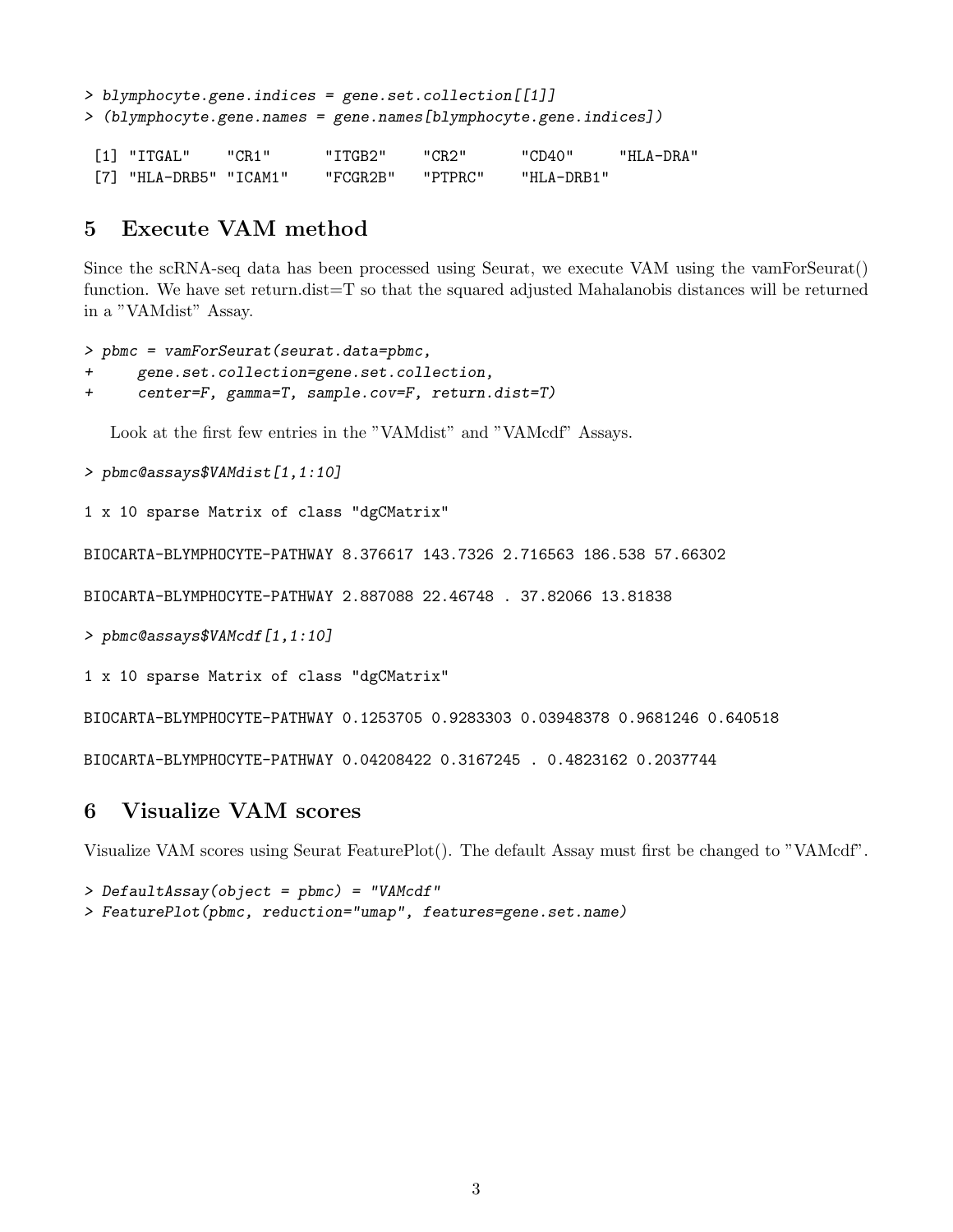```
> blymphocyte.gene.indices = gene.set.collection[[1]]
> (blymphocyte.gene.names = gene.names[blymphocyte.gene.indices])

 [1] "ITGAL"    "CR1"      "ITGB2"    "CR2"      "CD40"     "HLA-DRA"
 [7] "HLA-DRB5" "ICAM1"    "FCGR2B"   "PTPRC"    "HLA-DRB1"
```

## 5 Execute VAM method

Since the scRNA-seq data has been processed using Seurat, we execute VAM using the vamForSeurat() function. We have set return.dist=T so that the squared adjusted Mahalanobis distances will be returned in a "VAMdist" Assay.

```
> pbmc = vamForSeurat(seurat.data=pbmc,
+     gene.set.collection=gene.set.collection,
+     center=F, gamma=T, sample.cov=F, return.dist=T)
```

Look at the first few entries in the "VAMdist" and "VAMcdf" Assays.

```
> pbmc@assays$VAMdist[1,1:10]

1 x 10 sparse Matrix of class "dgCMatrix"

BIOCARTA-BLYMPHOCYTE-PATHWAY 8.376617 143.7326 2.716563 186.538 57.66302

BIOCARTA-BLYMPHOCYTE-PATHWAY 2.887088 22.46748 . 37.82066 13.81838

> pbmc@assays$VAMcdf[1,1:10]

1 x 10 sparse Matrix of class "dgCMatrix"

BIOCARTA-BLYMPHOCYTE-PATHWAY 0.1253705 0.9283303 0.03948378 0.9681246 0.640518

BIOCARTA-BLYMPHOCYTE-PATHWAY 0.04208422 0.3167245 . 0.4823162 0.2037744
```

## 6 Visualize VAM scores

Visualize VAM scores using Seurat FeaturePlot(). The default Assay must first be changed to "VAMcdf".

```
> DefaultAssay(object = pbmc) = "VAMcdf"
> FeaturePlot(pbmc, reduction="umap", features=gene.set.name)
```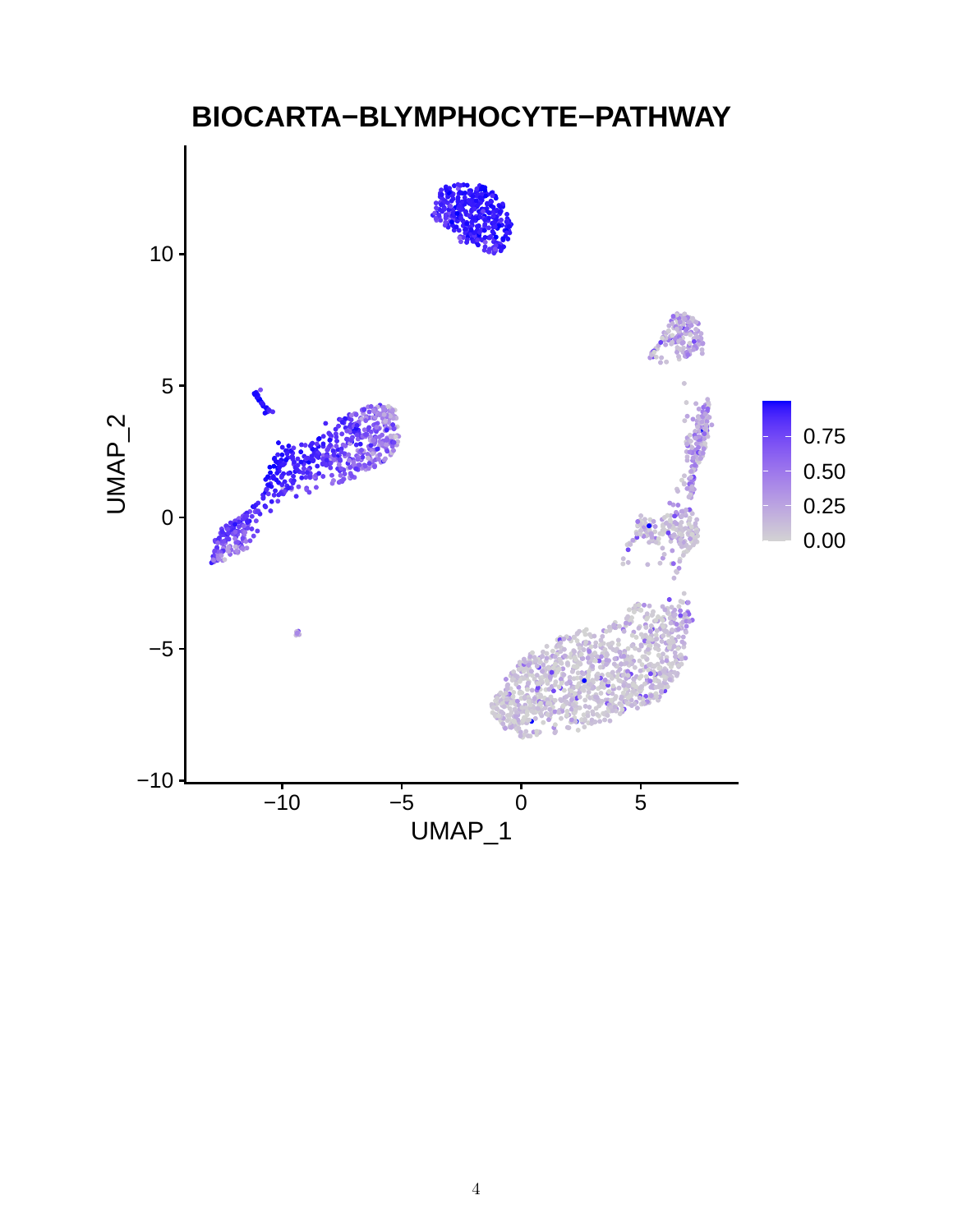BIOCARTA−BLYMPHOCYTE−PATHWAY

UMAP_2

10

5

0

−5

−10

−10

−5

0

5

UMAP_1

0.75

0.50

0.25

0.00